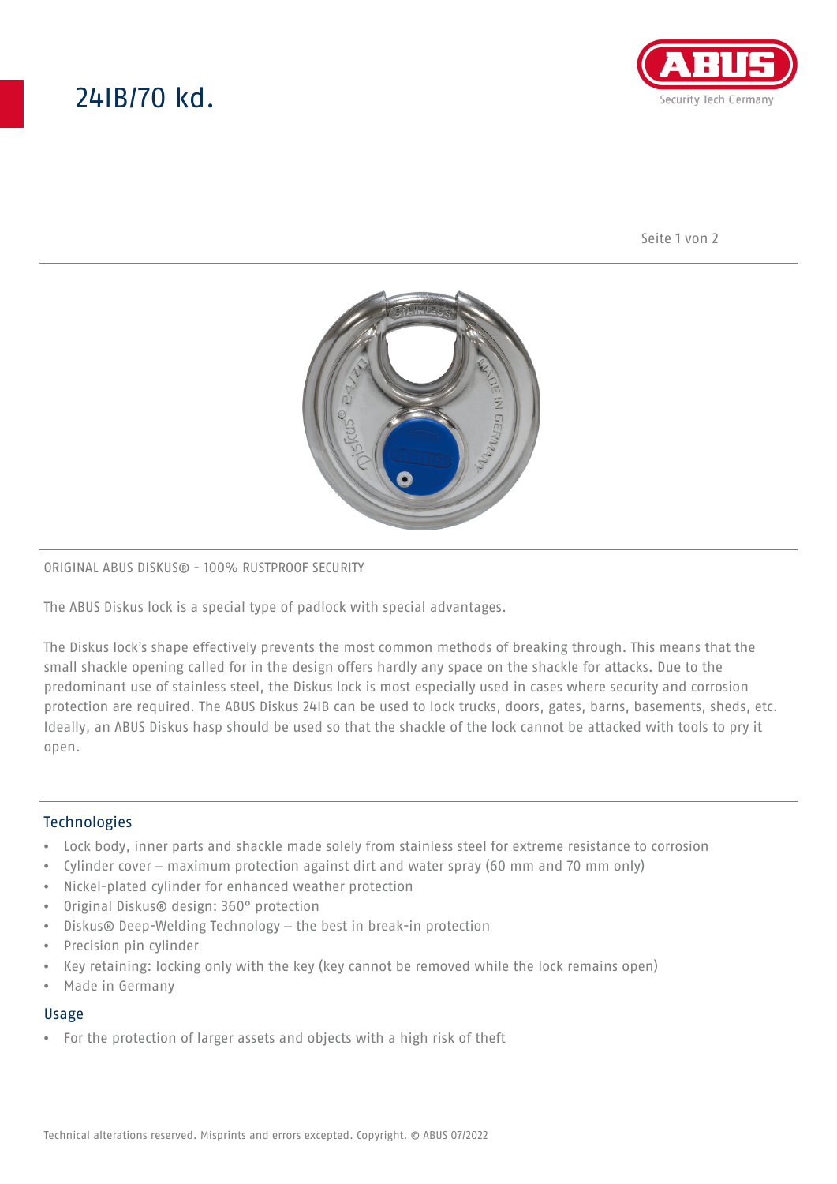# 24IB/70 kd.

ORIGINAL ABUS DISKUS® - 100% RUSTPROOF SECURITY

The ABUS Diskus lock is a special type of padlock with special advantages.

The Diskus lock's shape effectively prevents the most common methods of breaking through. This means that the small shackle opening called for in the design offers hardly any space on the shackle for attacks. Due to the predominant use of stainless steel, the Diskus lock is most especially used in cases where security and corrosion protection are required. The ABUS Diskus 24IB can be used to lock trucks, doors, gates, barns, basements, sheds, etc. Ideally, an ABUS Diskus hasp should be used so that the shackle of the lock cannot be attacked with tools to pry it open.

## Technologies

- Lock body, inner parts and shackle made solely from stainless steel for extreme resistance to corrosion
- Cylinder cover – maximum protection against dirt and water spray (60 mm and 70 mm only)
- Nickel-plated cylinder for enhanced weather protection
- Original Diskus® design: 360° protection
- Diskus® Deep-Welding Technology – the best in break-in protection
- Precision pin cylinder
- Key retaining: locking only with the key (key cannot be removed while the lock remains open)
- Made in Germany

## Usage

- For the protection of larger assets and objects with a high risk of theft

Technical alterations reserved. Misprints and errors excepted. Copyright. © ABUS 07/2022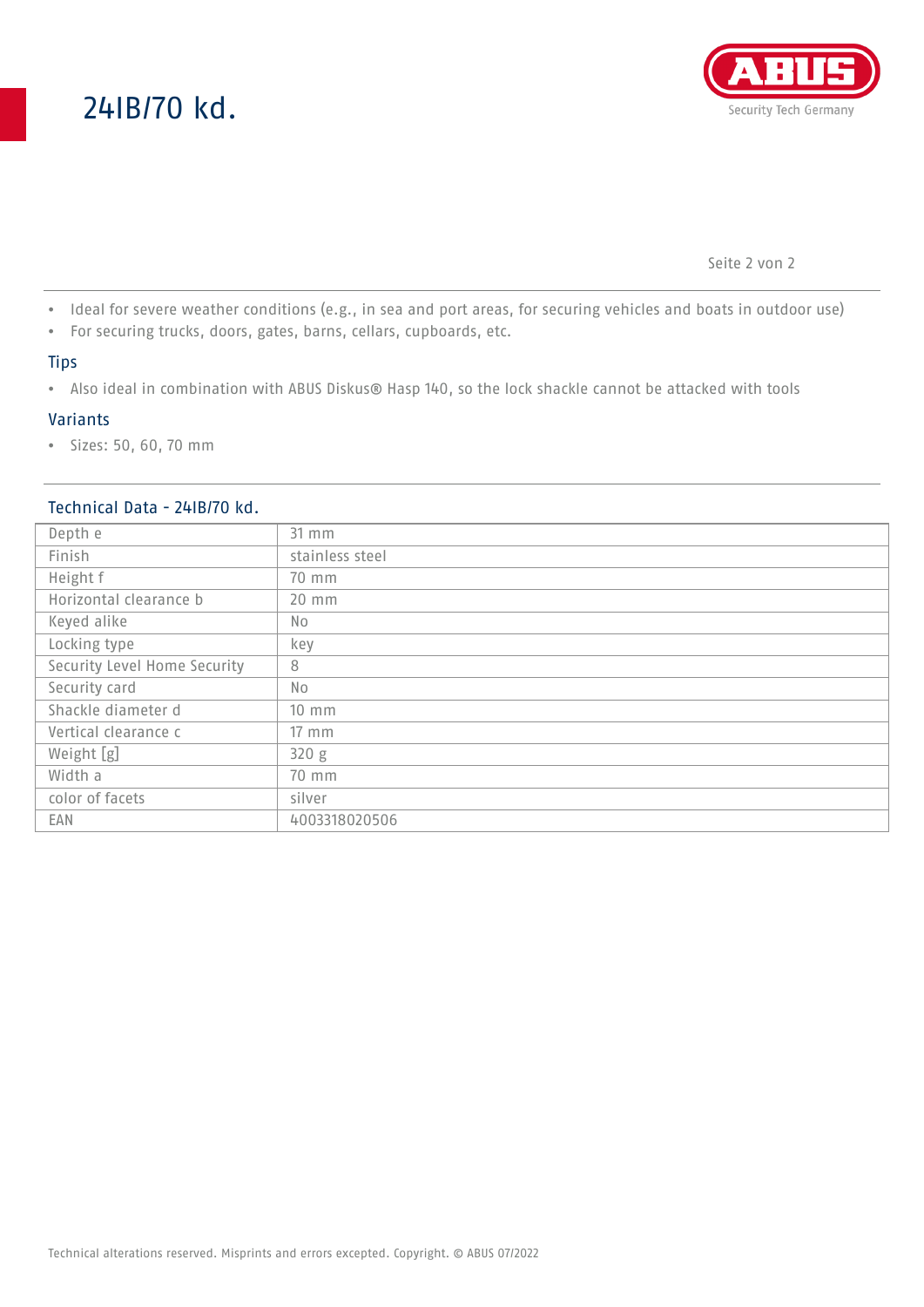- Ideal for severe weather conditions (e.g., in sea and port areas, for securing vehicles and boats in outdoor use)
- For securing trucks, doors, gates, barns, cellars, cupboards, etc.

## Tips

- Also ideal in combination with ABUS Diskus® Hasp 140, so the lock shackle cannot be attacked with tools

## Variants

- Sizes: 50, 60, 70 mm

## Technical Data - 24IB/70 kd.

| | |
|---|---|
| Depth e | 31 mm |
| Finish | stainless steel |
| Height f | 70 mm |
| Horizontal clearance b | 20 mm |
| Keyed alike | No |
| Locking type | key |
| Security Level Home Security | 8 |
| Security card | No |
| Shackle diameter d | 10 mm |
| Vertical clearance c | 17 mm |
| Weight [g] | 320 g |
| Width a | 70 mm |
| color of facets | silver |
| EAN | 4003318020506 |

Technical alterations reserved. Misprints and errors excepted. Copyright. © ABUS 07/2022